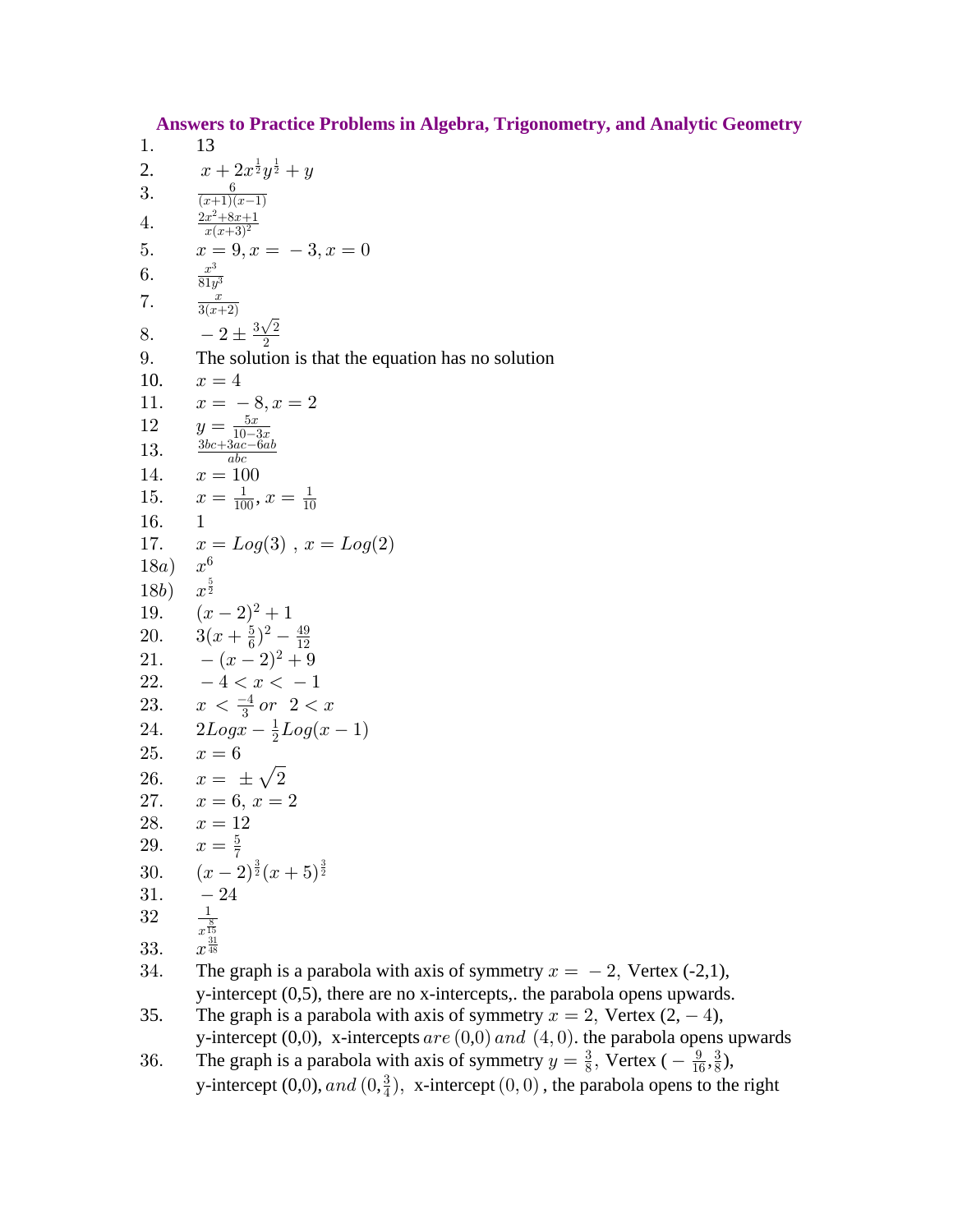## Answers to Practice Problems in Algebra, Trigonometry, and Analytic Geometry

1. $13$
2. $x + 2x^{\frac{1}{2}}y^{\frac{1}{2}} + y$
3. $\frac{6}{(x+1)(x-1)}$
4. $\frac{2x^2+8x+1}{x(x+3)^2}$
5. $x = 9, x = -3, x = 0$
6. $\frac{x^3}{81y^3}$
7. $\frac{x}{3(x+2)}$
8. $-2 \pm \frac{3\sqrt{2}}{2}$
9. The solution is that the equation has no solution
10. $x = 4$
11. $x = -8, x = 2$
12. $y = \frac{5x}{10-3x}$
13. $\frac{3bc+3ac-6ab}{abc}$
14. $x = 100$
15. $x = \frac{1}{100}, x = \frac{1}{10}$
16. $1$
17. $x = Log(3)\ , x = Log(2)$

18a) $x^6$

18b) $x^{\frac{5}{2}}$

19. $(x-2)^2 + 1$
20. $3(x+\frac{5}{6})^2 - \frac{49}{12}$
21. $-(x-2)^2 + 9$
22. $-4 < x < -1$
23. $x < \frac{-4}{3}\ or\ \ 2 < x$
24. $2Logx - \frac{1}{2}Log(x-1)$
25. $x = 6$
26. $x = \pm\sqrt{2}$
27. $x = 6,\ x = 2$
28. $x = 12$
29. $x = \frac{5}{7}$
30. $(x-2)^{\frac{3}{2}}(x+5)^{\frac{3}{2}}$
31. $-24$
32. $\frac{1}{x^{\frac{8}{15}}}$
33. $x^{\frac{31}{48}}$
34. The graph is a parabola with axis of symmetry $x = -2$, Vertex (-2,1), y-intercept (0,5), there are no x-intercepts,. the parabola opens upwards.
35. The graph is a parabola with axis of symmetry $x = 2$, Vertex $(2, -4)$, y-intercept (0,0), x-intercepts $are$ (0,0) $and$ $(4, 0)$. the parabola opens upwards
36. The graph is a parabola with axis of symmetry $y = \frac{3}{8}$, Vertex ($-\frac{9}{16}, \frac{3}{8}$), y-intercept (0,0), $and$ $(0, \frac{3}{4})$, x-intercept $(0, 0)$ , the parabola opens to the right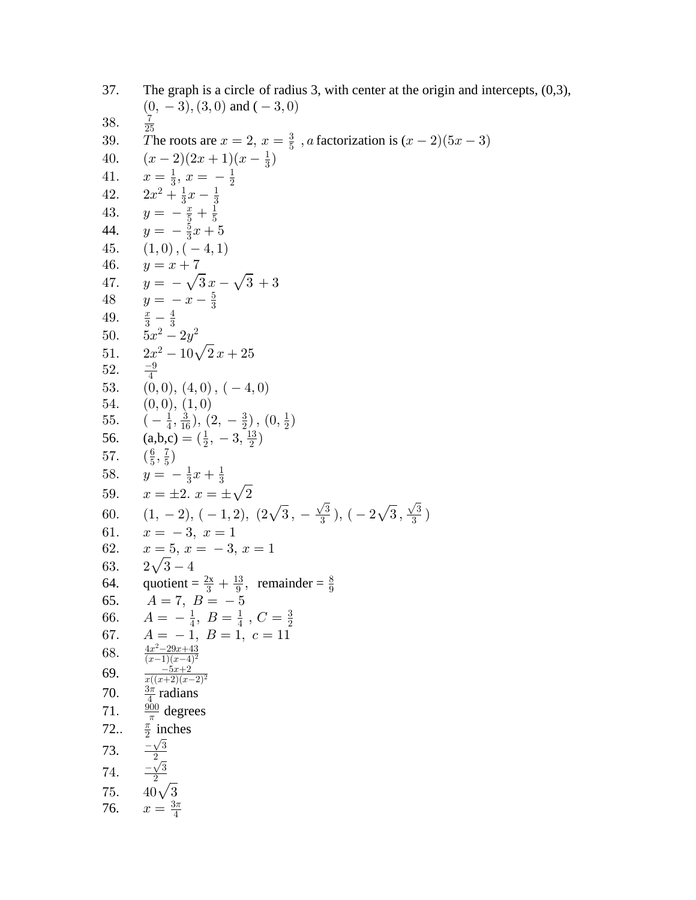37. The graph is a circle of radius 3, with center at the origin and intercepts, (0,3), $(0,\,-3), (3,0)$ and $(-3,0)$

38. $\frac{7}{25}$

39. $T$he roots are $x=2,\ x=\frac{3}{5}$ , $a$ factorization is $(x-2)(5x-3)$

40. $(x-2)(2x+1)(x-\frac{1}{3})$

41. $x=\frac{1}{3},\ x=\,-\frac{1}{2}$

42. $2x^2+\frac{1}{3}x-\frac{1}{3}$

43. $y=\,-\frac{x}{5}+\frac{1}{5}$

44. $y=\,-\frac{5}{3}x+5$

45. $(1,0)\,,(-4,1)$

46. $y=x+7$

47. $y=\,-\sqrt{3}\,x-\sqrt{3}\,+3$

48 $y=\,-x-\frac{5}{3}$

49. $\frac{x}{3}-\frac{4}{3}$

50. $5x^2-2y^2$

51. $2x^2-10\sqrt{2}\,x+25$

52. $\frac{-9}{4}$

53. $(0,0),\ (4,0)\,,\ (-4,0)$

54. $(0,0),\ (1,0)$

55. $(-\frac{1}{4},\frac{3}{16}),\ (2,\,-\frac{3}{2})\,,\ (0,\frac{1}{2})$

56. (a,b,c) $=(\frac{1}{2},\,-3,\,\frac{13}{2})$

57. $(\frac{6}{5},\frac{7}{5})$

58. $y=\,-\frac{1}{3}x+\frac{1}{3}$

59. $x=\pm 2.\ x=\pm\sqrt{2}$

60. $(1,\,-2),\ (-1,2),\ (2\sqrt{3}\,,\,-\frac{\sqrt{3}}{3}\,),\ (-2\sqrt{3}\,,\frac{\sqrt{3}}{3}\,)$

61. $x=\,-3,\ x=1$

62. $x=5,\ x=\,-3,\ x=1$

63. $2\sqrt{3}-4$

64. quotient = $\frac{2x}{3}+\frac{13}{9}$, remainder = $\frac{8}{9}$

65. $A=7,\ B=\,-5$

66. $A=\,-\frac{1}{4},\ B=\frac{1}{4}\ ,C=\frac{3}{2}$

67. $A=\,-1,\ B=1,\ c=11$

68. $\frac{4x^2-29x+43}{(x-1)(x-4)^2}$

69. $\frac{-5x+2}{x((x+2)(x-2)^2}$

70. $\frac{3\pi}{4}$ radians

71. $\frac{900}{\pi}$ degrees

72.. $\frac{\pi}{2}$ inches

73. $\frac{-\sqrt{3}}{2}$

74. $\frac{-\sqrt{3}}{2}$

75. $40\sqrt{3}$

76. $x=\frac{3\pi}{4}$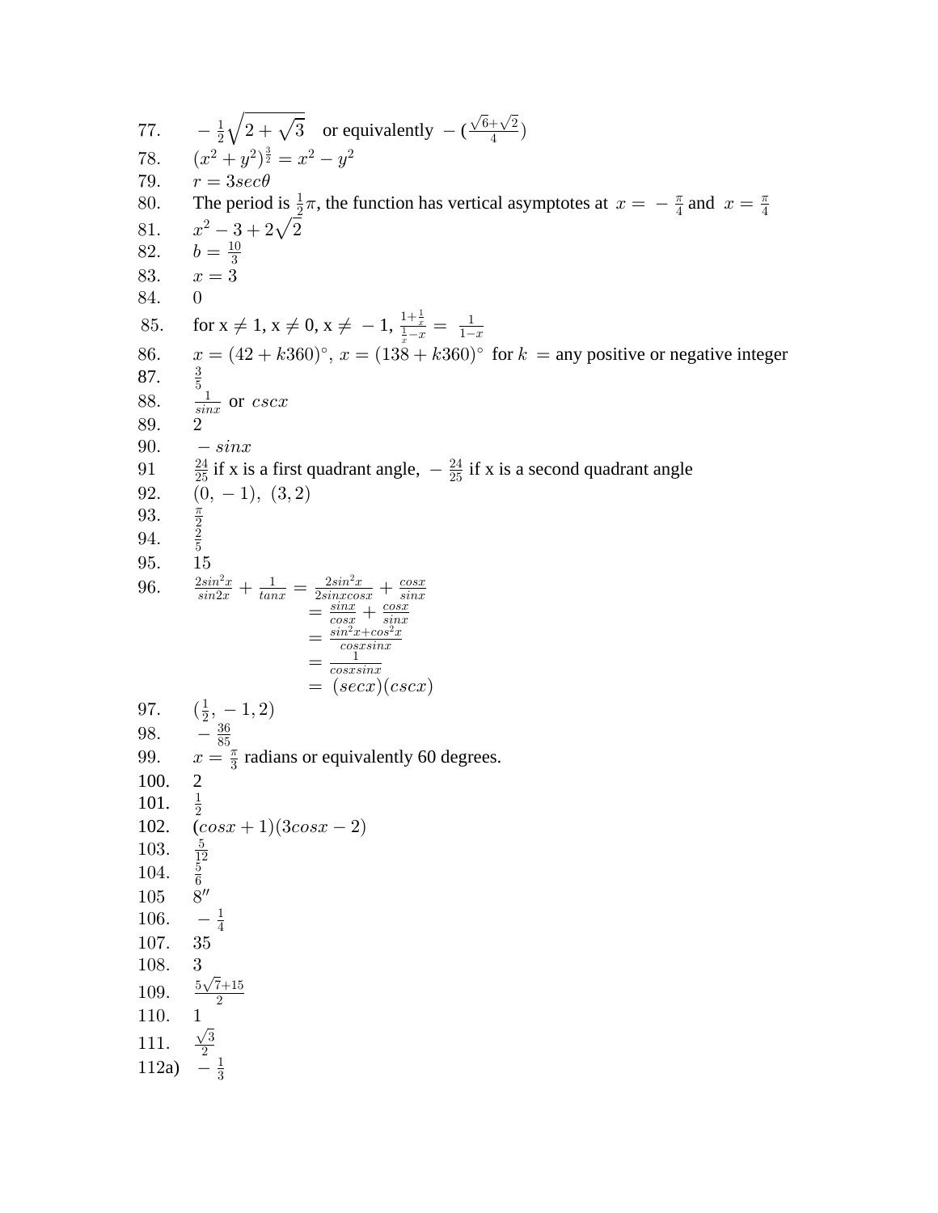77. $-\frac{1}{2}\sqrt{2+\sqrt{3}}$ or equivalently $-(\frac{\sqrt{6}+\sqrt{2}}{4})$

78. $(x^2+y^2)^{\frac{3}{2}} = x^2 - y^2$

79. $r = 3sec\theta$

80. The period is $\frac{1}{2}\pi$, the function has vertical asymptotes at $x = -\frac{\pi}{4}$ and $x = \frac{\pi}{4}$

81. $x^2 - 3 + 2\sqrt{2}$

82. $b = \frac{10}{3}$

83. $x = 3$

84. $0$

85. for x $\neq$ 1, x $\neq$ 0, x $\neq$ $-1$, $\frac{1+\frac{1}{x}}{\frac{1}{x}-x} = \frac{1}{1-x}$

86. $x = (42 + k360)^{\circ}$, $x = (138 + k360)^{\circ}$ for $k$ = any positive or negative integer

87. $\frac{3}{5}$

88. $\frac{1}{sinx}$ or $cscx$

89. $2$

90. $-sinx$

91 $\frac{24}{25}$ if x is a first quadrant angle, $-\frac{24}{25}$ if x is a second quadrant angle

92. $(0, -1)$, $(3, 2)$

93. $\frac{\pi}{2}$

94. $\frac{2}{5}$

95. $15$

96.
$$\begin{aligned} \frac{2sin^2x}{sin2x} + \frac{1}{tanx} &= \frac{2sin^2x}{2sinxcosx} + \frac{cosx}{sinx} \\ &= \frac{sinx}{cosx} + \frac{cosx}{sinx} \\ &= \frac{sin^2x + cos^2x}{cosxsinx} \\ &= \frac{1}{cosxsinx} \\ &= (secx)(cscx) \end{aligned}$$

97. $(\frac{1}{2}, -1, 2)$

98. $-\frac{36}{85}$

99. $x = \frac{\pi}{3}$ radians or equivalently 60 degrees.

100. $2$

101. $\frac{1}{2}$

102. $(cosx + 1)(3cosx - 2)$

103. $\frac{5}{12}$

104. $\frac{5}{6}$

105 $8''$

106. $-\frac{1}{4}$

107. $35$

108. $3$

109. $\frac{5\sqrt{7}+15}{2}$

110. $1$

111. $\frac{\sqrt{3}}{2}$

112a) $-\frac{1}{3}$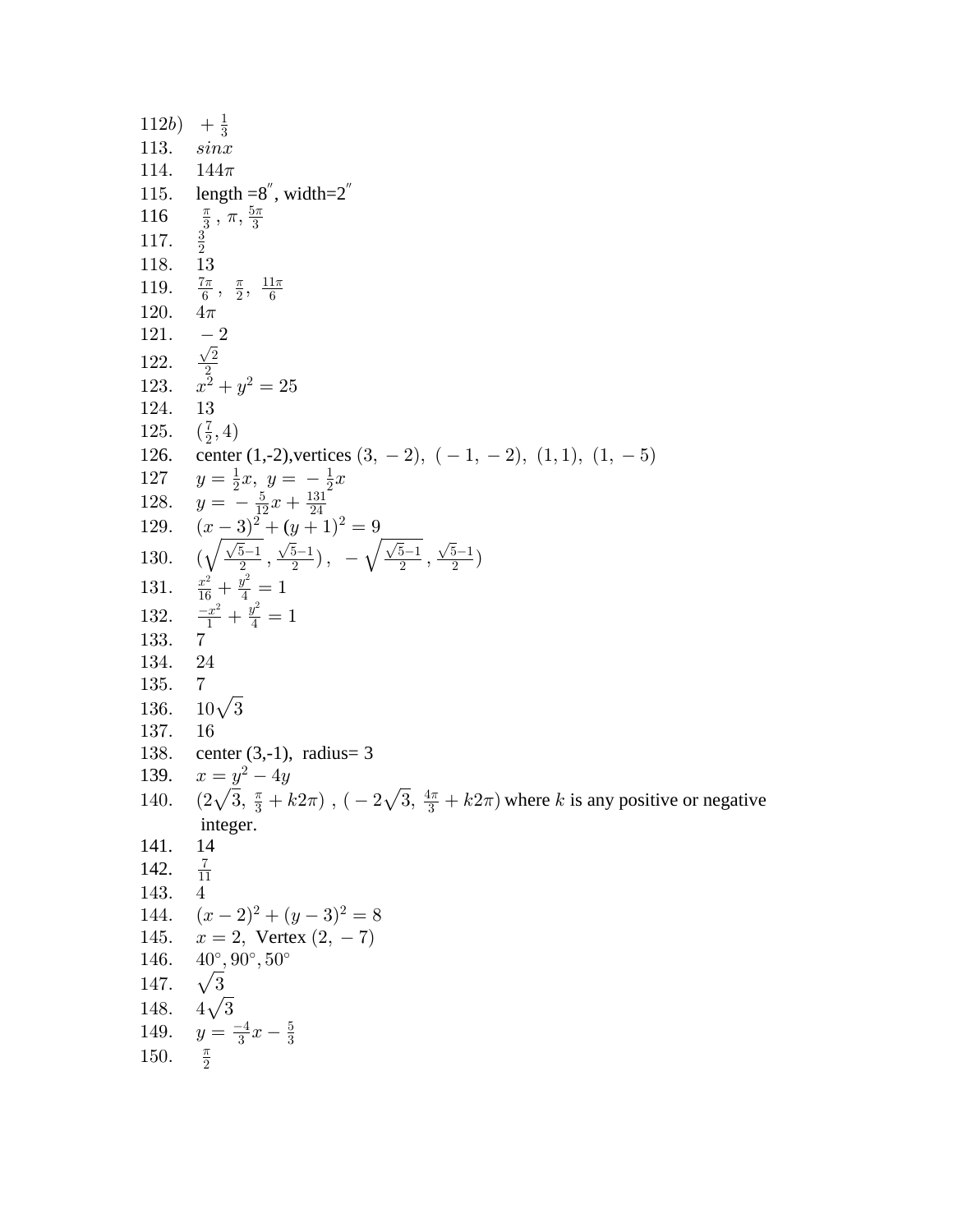$112b)$ $+\frac{1}{3}$

113. $sinx$

114. $144\pi$

115. length $=8''$, width$=2''$

116 $\frac{\pi}{3}$, $\pi$, $\frac{5\pi}{3}$

117. $\frac{3}{2}$

118. 13

119. $\frac{7\pi}{6}$, $\frac{\pi}{2}$, $\frac{11\pi}{6}$

120. $4\pi$

121. $-2$

122. $\frac{\sqrt{2}}{2}$

123. $x^2+y^2=25$

124. 13

125. $(\frac{7}{2},4)$

126. center (1,-2),vertices $(3,-2)$, $(-1,-2)$, $(1,1)$, $(1,-5)$

127 $y=\frac{1}{2}x$, $y=-\frac{1}{2}x$

128. $y=-\frac{5}{12}x+\frac{131}{24}$

129. $(x-3)^2+(y+1)^2=9$

130. $(\sqrt{\frac{\sqrt{5}-1}{2}}, \frac{\sqrt{5}-1}{2})$, $-\sqrt{\frac{\sqrt{5}-1}{2}}, \frac{\sqrt{5}-1}{2})$

131. $\frac{x^2}{16}+\frac{y^2}{4}=1$

132. $\frac{-x^2}{1}+\frac{y^2}{4}=1$

133. 7

134. 24

135. 7

136. $10\sqrt{3}$

137. 16

138. center (3,-1), radius= 3

139. $x=y^2-4y$

140. $(2\sqrt{3}, \frac{\pi}{3}+k2\pi)$ , $(-2\sqrt{3}, \frac{4\pi}{3}+k2\pi)$ where $k$ is any positive or negative integer.

141. 14

142. $\frac{7}{11}$

143. 4

144. $(x-2)^2+(y-3)^2=8$

145. $x=2$, Vertex $(2,-7)$

146. $40^\circ, 90^\circ, 50^\circ$

147. $\sqrt{3}$

148. $4\sqrt{3}$

149. $y=\frac{-4}{3}x-\frac{5}{3}$

150. $\frac{\pi}{2}$